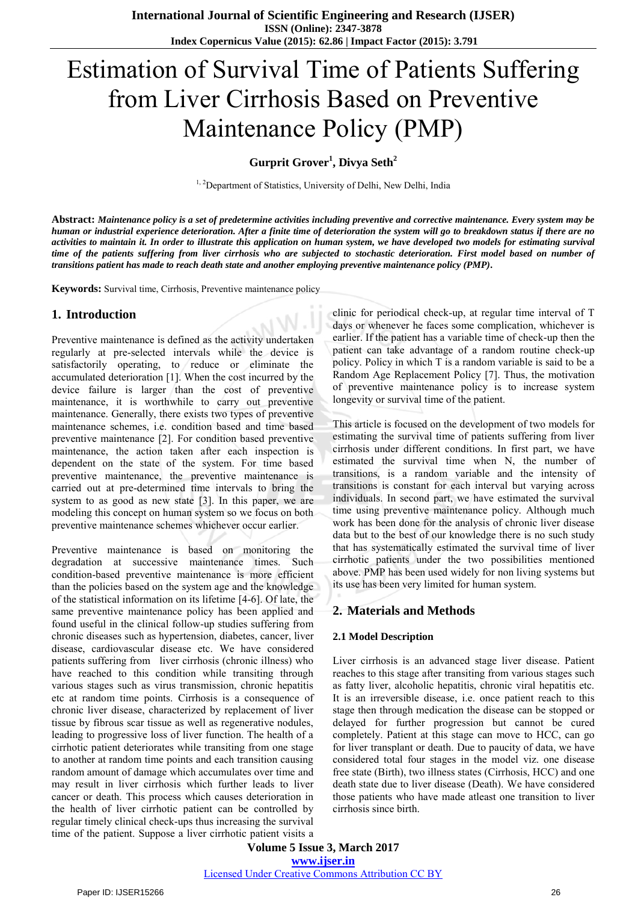# Estimation of Survival Time of Patients Suffering from Liver Cirrhosis Based on Preventive Maintenance Policy (PMP)

**Gurprit Grover[1], Divya Seth[2]**

[1, 2]Department of Statistics, University of Delhi, New Delhi, India

**Abstract:** ***Maintenance policy is a set of predetermine activities including preventive and corrective maintenance. Every system may be human or industrial experience deterioration. After a finite time of deterioration the system will go to breakdown status if there are no activities to maintain it. In order to illustrate this application on human system, we have developed two models for estimating survival time of the patients suffering from liver cirrhosis who are subjected to stochastic deterioration. First model based on number of transitions patient has made to reach death state and another employing preventive maintenance policy (PMP).***

**Keywords:** Survival time, Cirrhosis, Preventive maintenance policy

## 1. Introduction

Preventive maintenance is defined as the activity undertaken regularly at pre-selected intervals while the device is satisfactorily operating, to reduce or eliminate the accumulated deterioration [1]. When the cost incurred by the device failure is larger than the cost of preventive maintenance, it is worthwhile to carry out preventive maintenance. Generally, there exists two types of preventive maintenance schemes, i.e. condition based and time based preventive maintenance [2]. For condition based preventive maintenance, the action taken after each inspection is dependent on the state of the system. For time based preventive maintenance, the preventive maintenance is carried out at pre-determined time intervals to bring the system to as good as new state [3]. In this paper, we are modeling this concept on human system so we focus on both preventive maintenance schemes whichever occur earlier.

Preventive maintenance is based on monitoring the degradation at successive maintenance times. Such condition-based preventive maintenance is more efficient than the policies based on the system age and the knowledge of the statistical information on its lifetime [4-6]. Of late, the same preventive maintenance policy has been applied and found useful in the clinical follow-up studies suffering from chronic diseases such as hypertension, diabetes, cancer, liver disease, cardiovascular disease etc. We have considered patients suffering from liver cirrhosis (chronic illness) who have reached to this condition while transiting through various stages such as virus transmission, chronic hepatitis etc at random time points. Cirrhosis is a consequence of chronic liver disease, characterized by replacement of liver tissue by fibrous scar tissue as well as regenerative nodules, leading to progressive loss of liver function. The health of a cirrhotic patient deteriorates while transiting from one stage to another at random time points and each transition causing random amount of damage which accumulates over time and may result in liver cirrhosis which further leads to liver cancer or death. This process which causes deterioration in the health of liver cirrhotic patient can be controlled by regular timely clinical check-ups thus increasing the survival time of the patient. Suppose a liver cirrhotic patient visits a clinic for periodical check-up, at regular time interval of T days or whenever he faces some complication, whichever is earlier. If the patient has a variable time of check-up then the patient can take advantage of a random routine check-up policy. Policy in which T is a random variable is said to be a Random Age Replacement Policy [7]. Thus, the motivation of preventive maintenance policy is to increase system longevity or survival time of the patient.

This article is focused on the development of two models for estimating the survival time of patients suffering from liver cirrhosis under different conditions. In first part, we have estimated the survival time when N, the number of transitions, is a random variable and the intensity of transitions is constant for each interval but varying across individuals. In second part, we have estimated the survival time using preventive maintenance policy. Although much work has been done for the analysis of chronic liver disease data but to the best of our knowledge there is no such study that has systematically estimated the survival time of liver cirrhotic patients under the two possibilities mentioned above. PMP has been used widely for non living systems but its use has been very limited for human system.

## 2. Materials and Methods

### 2.1 Model Description

Liver cirrhosis is an advanced stage liver disease. Patient reaches to this stage after transiting from various stages such as fatty liver, alcoholic hepatitis, chronic viral hepatitis etc. It is an irreversible disease, i.e. once patient reach to this stage then through medication the disease can be stopped or delayed for further progression but cannot be cured completely. Patient at this stage can move to HCC, can go for liver transplant or death. Due to paucity of data, we have considered total four stages in the model viz. one disease free state (Birth), two illness states (Cirrhosis, HCC) and one death state due to liver disease (Death). We have considered those patients who have made atleast one transition to liver cirrhosis since birth.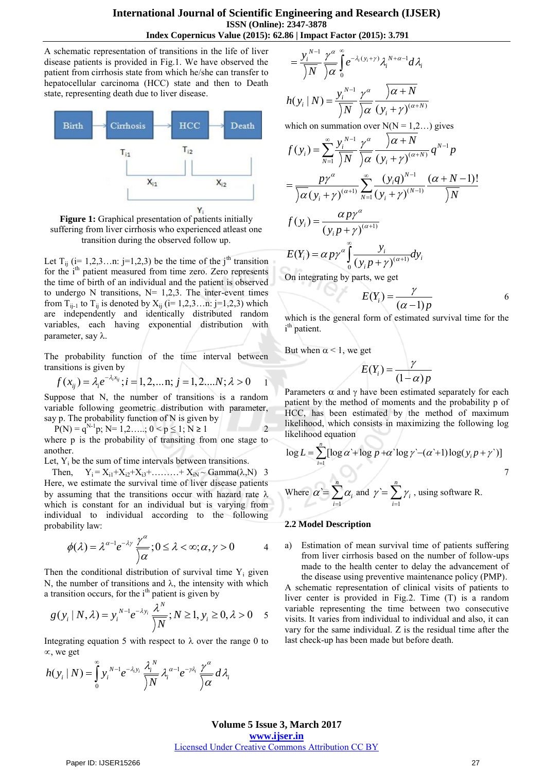A schematic representation of transitions in the life of liver disease patients is provided in Fig.1. We have observed the patient from cirrhosis state from which he/she can transfer to hepatocellular carcinoma (HCC) state and then to Death state, representing death due to liver disease.

**Figure 1:** Graphical presentation of patients initially suffering from liver cirrhosis who experienced atleast one transition during the observed follow up.

Let $T_{ij}$ (i= 1,2,3…n: j=1,2,3) be the time of the j[th] transition for the i[th] patient measured from time zero. Zero represents the time of birth of an individual and the patient is observed to undergo N transitions, N= 1,2,3. The inter-event times from $T_{ij-1}$ to $T_{ij}$ is denoted by $X_{ij}$ (i= 1,2,3…n: j=1,2,3) which are independently and identically distributed random variables, each having exponential distribution with parameter, say λ.

The probability function of the time interval between transitions is given by

$$f(x_{ij}) = \lambda_i e^{-\lambda_i x_{ij}}; i = 1,2,...n;\ j = 1,2....N; \lambda > 0 \quad 1$$

Suppose that N, the number of transitions is a random variable following geometric distribution with parameter, say p. The probability function of N is given by

$$P(N) = q^{N-1}p;\ N= 1,2…..;\ 0 < p \leq 1;\ N \geq 1 \quad 2$$

where p is the probability of transiting from one stage to another.

Let, $Y_i$ be the sum of time intervals between transitions.

Then, $Y_i = X_{i1}+X_{i2}+X_{i3}+………+ X_{iN} \sim \text{Gamma}(\lambda,N)$ 3

Here, we estimate the survival time of liver disease patients by assuming that the transitions occur with hazard rate λ which is constant for an individual but is varying from individual to individual according to the following probability law:

$$\phi(\lambda) = \lambda^{\alpha-1} e^{-\lambda\gamma} \frac{\gamma^\alpha}{\Gamma\alpha}; 0 \leq \lambda < \infty; \alpha, \gamma > 0 \quad 4$$

Then the conditional distribution of survival time $Y_i$ given N, the number of transitions and λ, the intensity with which a transition occurs, for the i[th] patient is given by

$$g(y_i \mid N, \lambda) = y_i^{N-1} e^{-\lambda y_i} \frac{\lambda^N}{\Gamma N}; N \geq 1, y_i \geq 0, \lambda > 0 \quad 5$$

Integrating equation 5 with respect to λ over the range 0 to ∝, we get

$$h(y_i \mid N) = \int_0^\infty y_i^{N-1} e^{-\lambda_i y_i} \frac{\lambda_i^N}{\Gamma N} \lambda_i^{\alpha-1} e^{-\gamma\lambda_i} \frac{\gamma^\alpha}{\Gamma\alpha} d\lambda_i$$

$$= \frac{y_i^{N-1}}{\Gamma N} \frac{\gamma^\alpha}{\Gamma\alpha} \int_0^\infty e^{-\lambda_i(y_i+\gamma)} \lambda_i^{N+\alpha-1} d\lambda_i$$

$$h(y_i \mid N) = \frac{y_i^{N-1}}{\Gamma N} \frac{\gamma^\alpha}{\Gamma\alpha} \frac{\Gamma(\alpha+N)}{(y_i+\gamma)^{(\alpha+N)}}$$

which on summation over N(N = 1,2…) gives

$$f(y_i) = \sum_{N=1}^\infty \frac{y_i^{N-1}}{\Gamma N} \frac{\gamma^\alpha}{\Gamma\alpha} \frac{\Gamma(\alpha+N)}{(y_i+\gamma)^{(\alpha+N)}} q^{N-1} p$$

$$= \frac{p\gamma^\alpha}{\Gamma\alpha (y_i+\gamma)^{(\alpha+1)}} \sum_{N=1}^\infty \frac{(y_i q)^{N-1}}{(y_i+\gamma)^{(N-1)}} \frac{(\alpha+N-1)!}{\Gamma N}$$

$$f(y_i) = \frac{\alpha p \gamma^\alpha}{(y_i p+\gamma)^{(\alpha+1)}}$$

$$E(Y_i) = \alpha p \gamma^\alpha \int_0^\infty \frac{y_i}{(y_i p+\gamma)^{(\alpha+1)}} dy_i$$

On integrating by parts, we get

$$E(Y_i) = \frac{\gamma}{(\alpha-1)p} \quad 6$$

which is the general form of estimated survival time for the i[th] patient.

But when α < 1, we get

$$E(Y_i) = \frac{\gamma}{(1-\alpha)p}$$

Parameters α and γ have been estimated separately for each patient by the method of moments and the probability p of HCC, has been estimated by the method of maximum likelihood, which consists in maximizing the following log likelihood equation

$$\log L = \sum_{i=1}^n [\log \alpha` + \log p + \alpha` \log \gamma` - (\alpha`+1)\log(y_i p + \gamma`)] \quad 7$$

Where $\alpha` = \sum_{i=1}^n \alpha_i$ and $\gamma` = \sum_{i=1}^n \gamma_i$, using software R.

### 2.2 Model Description

a) Estimation of mean survival time of patients suffering from liver cirrhosis based on the number of follow-ups made to the health center to delay the advancement of the disease using preventive maintenance policy (PMP).

A schematic representation of clinical visits of patients to liver center is provided in Fig.2. Time (T) is a random variable representing the time between two consecutive visits. It varies from individual to individual and also, it can vary for the same individual. Z is the residual time after the last check-up has been made but before death.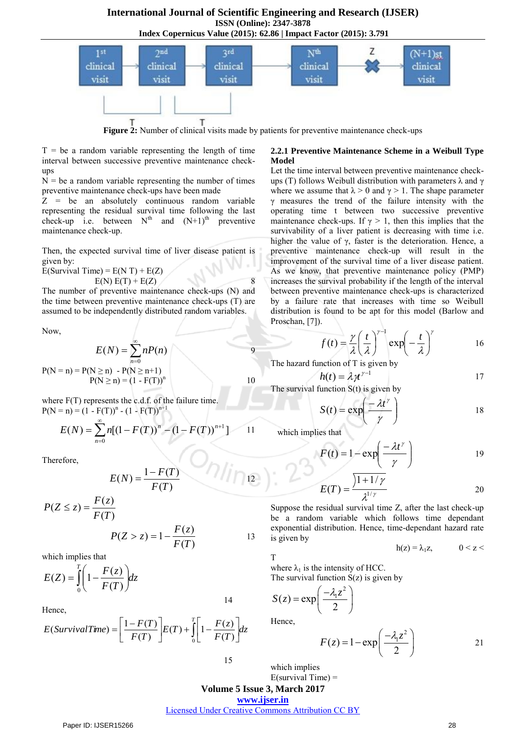Figure 2: Number of clinical visits made by patients for preventive maintenance check-ups

T = be a random variable representing the length of time interval between successive preventive maintenance check-ups
N = be a random variable representing the number of times preventive maintenance check-ups have been made
Z = be an absolutely continuous random variable representing the residual survival time following the last check-up i.e. between $N^{th}$ and $(N+1)^{th}$ preventive maintenance check-up.

Then, the expected survival time of liver disease patient is given by:

E(Survival Time) = E(N T) + E(Z)

E(N) E(T) + E(Z) &nbsp;&nbsp;&nbsp; 8

The number of preventive maintenance check-ups (N) and the time between preventive maintenance check-ups (T) are assumed to be independently distributed random variables.

Now,

$$E(N) = \sum_{n=0}^{\infty} nP(n) \quad 9$$

$$P(N = n) = P(N \geq n) - P(N \geq n+1)$$

$$P(N \geq n) = (1 - F(T))^n \quad 10$$

where F(T) represents the c.d.f. of the failure time.

$$P(N = n) = (1 - F(T))^n - (1 - F(T))^{n+1}$$

$$E(N) = \sum_{n=0}^{\infty} n[(1-F(T))^n - (1-F(T))^{n+1}] \quad 11$$

Therefore,

$$E(N) = \frac{1-F(T)}{F(T)} \quad 12$$

$$P(Z \leq z) = \frac{F(z)}{F(T)}$$

$$P(Z > z) = 1 - \frac{F(z)}{F(T)} \quad 13$$

which implies that

$$E(Z) = \int_0^T \left(1 - \frac{F(z)}{F(T)}\right) dz \quad 14$$

Hence,

$$E(SurvivalTime) = \left[\frac{1-F(T)}{F(T)}\right] E(T) + \int_0^T \left[1 - \frac{F(z)}{F(T)}\right] dz \quad 15$$

### 2.2.1 Preventive Maintenance Scheme in a Weibull Type Model

Let the time interval between preventive maintenance check-ups (T) follows Weibull distribution with parameters $\lambda$ and $\gamma$ where we assume that $\lambda > 0$ and $\gamma > 1$. The shape parameter $\gamma$ measures the trend of the failure intensity with the operating time t between two successive preventive maintenance check-ups. If $\gamma > 1$, then this implies that the survivability of a liver patient is decreasing with time i.e. higher the value of $\gamma$, faster is the deterioration. Hence, a preventive maintenance check-up will result in the improvement of the survival time of a liver disease patient. As we know, that preventive maintenance policy (PMP) increases the survival probability if the length of the interval between preventive maintenance check-ups is characterized by a failure rate that increases with time so Weibull distribution is found to be apt for this model (Barlow and Proschan, [7]).

$$f(t) = \frac{\gamma}{\lambda}\left(\frac{t}{\lambda}\right)^{\gamma-1} \exp\left(-\frac{t}{\lambda}\right)^{\gamma} \quad 16$$

The hazard function of T is given by

$$h(t) = \lambda \gamma t^{\gamma-1} \quad 17$$

The survival function S(t) is given by

$$S(t) = \exp\left(\frac{-\lambda t^{\gamma}}{\gamma}\right) \quad 18$$

which implies that

$$F(t) = 1 - \exp\left(\frac{-\lambda t^{\gamma}}{\gamma}\right) \quad 19$$

$$E(T) = \frac{\overline{)1 + 1/\gamma}}{\lambda^{1/\gamma}} \quad 20$$

Suppose the residual survival time Z, after the last check-up be a random variable which follows time dependant exponential distribution. Hence, time-dependant hazard rate is given by

$$h(z) = \lambda_1 z, \qquad 0 < z < T$$

where $\lambda_1$ is the intensity of HCC.

The survival function S(z) is given by

$$S(z) = \exp\left(\frac{-\lambda_1 z^2}{2}\right)$$

Hence,

$$F(z) = 1 - \exp\left(\frac{-\lambda_1 z^2}{2}\right) \quad 21$$

which implies

E(survival Time) =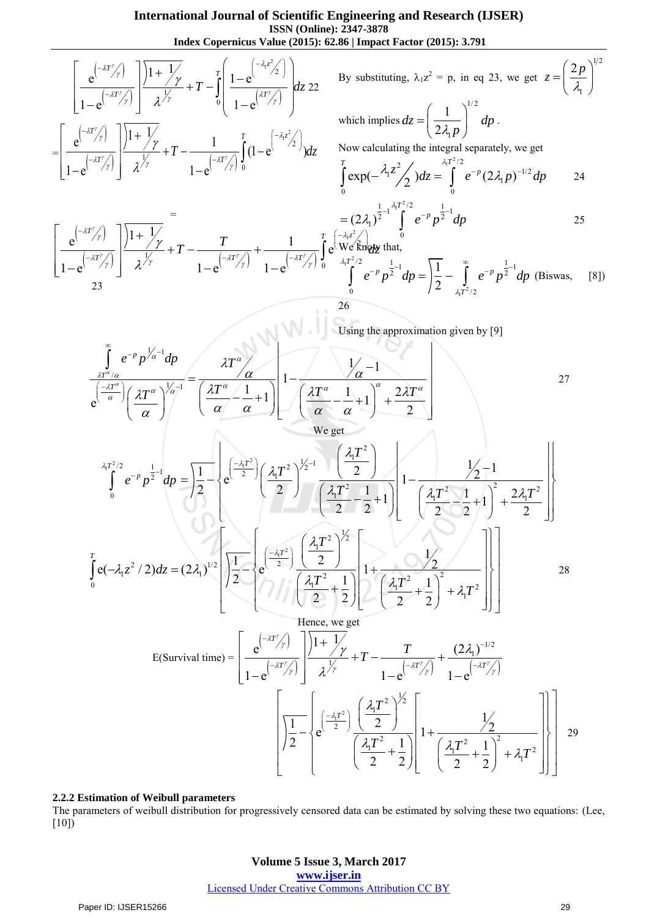$$\left[\frac{e^{\left(-\lambda T^{\gamma}/\gamma\right)}}{1-e^{\left(-\lambda T^{\gamma}/\gamma\right)}}\right]\frac{\left\rceil 1+1/\gamma\right.}{\lambda^{1/\gamma}}+T-\int_0^T\left(\frac{1-e^{\left(-\lambda_1 z^2/2\right)}}{1-e^{\left(\lambda T^{\gamma}/\gamma\right)}}\right)dz \quad 22$$

$$=\left[\frac{e^{\left(-\lambda T^{\gamma}/\gamma\right)}}{1-e^{\left(-\lambda T^{\gamma}/\gamma\right)}}\right]\frac{\left\rceil 1+1/\gamma\right.}{\lambda^{1/\gamma}}+T-\frac{1}{1-e^{\left(-\lambda T^{\gamma}/\gamma\right)}}\int_0^T(1-e^{\left(-\lambda_1 z^2/2\right)})dz$$

$$=\left[\frac{e^{\left(-\lambda T^{\gamma}/\gamma\right)}}{1-e^{\left(-\lambda T^{\gamma}/\gamma\right)}}\right]\frac{\left\rceil 1+1/\gamma\right.}{\lambda^{1/\gamma}}+T-\frac{T}{1-e^{\left(-\lambda T^{\gamma}/\gamma\right)}}+\frac{1}{1-e^{\left(-\lambda T^{\gamma}/\gamma\right)}}\int_0^T e^{\left(-\lambda_1 z^2/2\right)}dz \quad 23$$

By substituting, $\lambda_1 z^2 = p$, in eq 23, we get $z=\left(\frac{2p}{\lambda_1}\right)^{1/2}$

which implies $dz=\left(\frac{1}{2\lambda_1 p}\right)^{1/2}dp$.

Now calculating the integral separately, we get

$$\int_0^T \exp(-\lambda_1 z^2/2)dz=\int_0^{\lambda_1 T^2/2} e^{-p}(2\lambda_1 p)^{-1/2}dp \quad 24$$

$$=(2\lambda_1)^{\frac{1}{2}-1}\int_0^{\lambda_1 T^2/2} e^{-p}p^{\frac{1}{2}-1}dp \quad 25$$

We know that,

$$\int_0^{\lambda_1 T^2/2} e^{-p}p^{\frac{1}{2}-1}dp=\left\rceil\frac{1}{2}\right.-\int_{\lambda_1 T^2/2}^{\infty} e^{-p}p^{\frac{1}{2}-1}dp \text{ (Biswas, [8])} \quad 26$$

Using the approximation given by [9]

$$\frac{\int_{\lambda T^{\alpha}/\alpha}^{\infty} e^{-p}p^{1/\alpha-1}dp}{e^{\left(\frac{-\lambda T^{\alpha}}{\alpha}\right)}\left(\frac{\lambda T^{\alpha}}{\alpha}\right)^{1/\alpha-1}}=\frac{\lambda T^{\alpha}/\alpha}{\left(\frac{\lambda T^{\alpha}}{\alpha}-\frac{1}{\alpha}+1\right)}\left[1-\frac{1/\alpha-1}{\left(\frac{\lambda T^{\alpha}}{\alpha}-\frac{1}{\alpha}+1\right)^{\alpha}+\frac{2\lambda T^{\alpha}}{2}}\right] \quad 27$$

We get

$$\int_0^{\lambda_1 T^2/2} e^{-p}p^{\frac{1}{2}-1}dp=\left\rceil\frac{1}{2}\right.-\left\{e^{\left(\frac{-\lambda_1 T^2}{2}\right)}\left(\frac{\lambda_1 T^2}{2}\right)^{1/2-1}\frac{\left(\frac{\lambda_1 T^2}{2}\right)}{\left(\frac{\lambda_1 T^2}{2}-\frac{1}{2}+1\right)}\left[1-\frac{1/2-1}{\left(\frac{\lambda_1 T^2}{2}-\frac{1}{2}+1\right)^2+\frac{2\lambda_1 T^2}{2}}\right]\right\}$$

$$\int_0^T e(-\lambda_1 z^2/2)dz=(2\lambda_1)^{1/2}\left[\left\rceil\frac{1}{2}\right.-\left\{e^{\left(\frac{-\lambda_1 T^2}{2}\right)}\frac{\left(\frac{\lambda_1 T^2}{2}\right)^{1/2}}{\left(\frac{\lambda_1 T^2}{2}+\frac{1}{2}\right)}\left[1+\frac{1/2}{\left(\frac{\lambda_1 T^2}{2}+\frac{1}{2}\right)^2+\lambda_1 T^2}\right]\right\}\right] \quad 28$$

Hence, we get

$$\text{E(Survival time)}=\left[\frac{e^{\left(-\lambda T^{\gamma}/\gamma\right)}}{1-e^{\left(-\lambda T^{\gamma}/\gamma\right)}}\right]\frac{\left\rceil 1+1/\gamma\right.}{\lambda^{1/\gamma}}+T-\frac{T}{1-e^{\left(-\lambda T^{\gamma}/\gamma\right)}}+\frac{(2\lambda_1)^{-1/2}}{1-e^{\left(-\lambda T^{\gamma}/\gamma\right)}}\left[\left\rceil\frac{1}{2}\right.-\left\{e^{\left(\frac{-\lambda_1 T^2}{2}\right)}\frac{\left(\frac{\lambda_1 T^2}{2}\right)^{1/2}}{\left(\frac{\lambda_1 T^2}{2}+\frac{1}{2}\right)}\left[1+\frac{1/2}{\left(\frac{\lambda_1 T^2}{2}+\frac{1}{2}\right)^2+\lambda_1 T^2}\right]\right\}\right] \quad 29$$

### 2.2.2 Estimation of Weibull parameters

The parameters of weibull distribution for progressively censored data can be estimated by solving these two equations: (Lee, [10])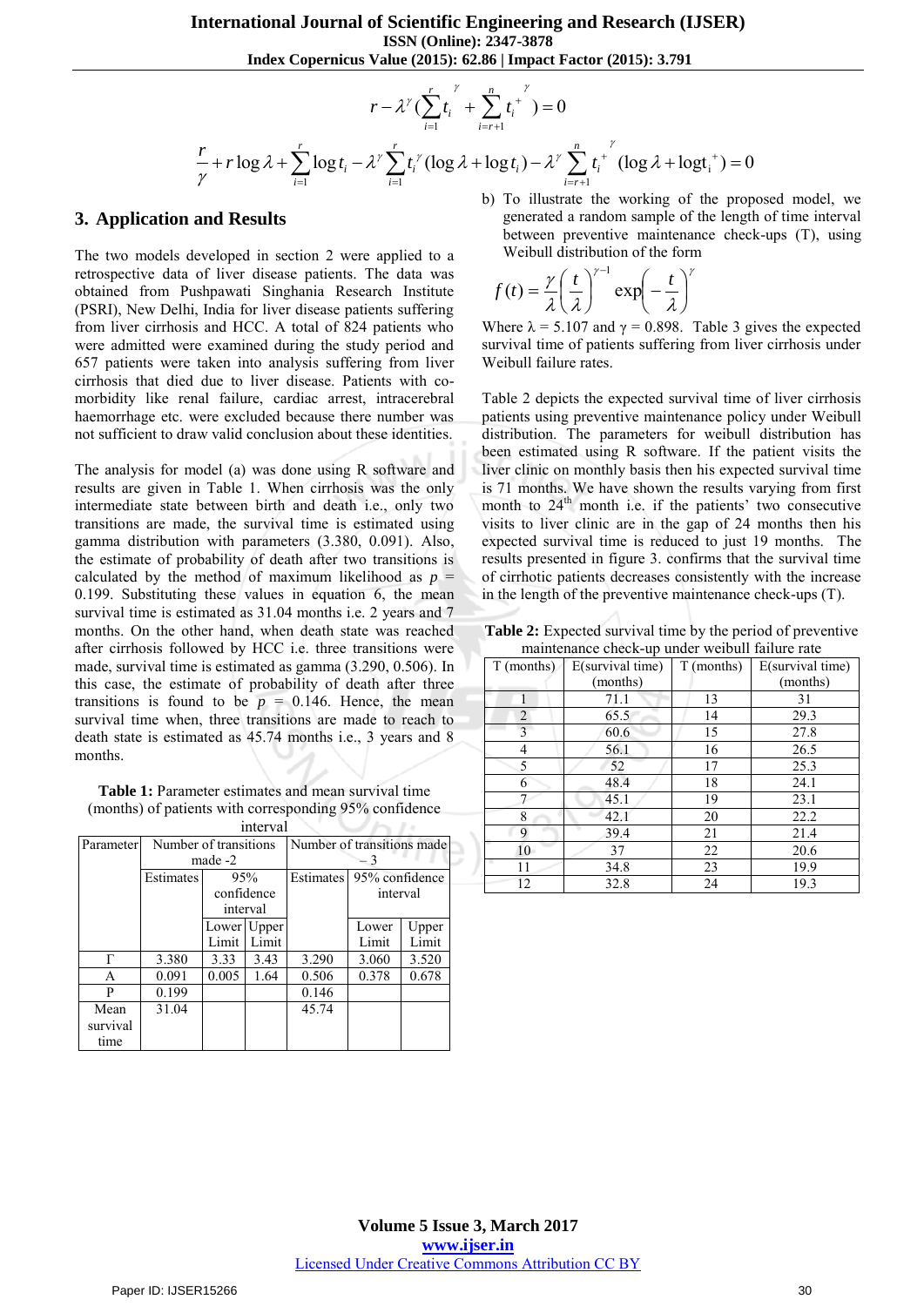$$r - \lambda^{\gamma}\left(\sum_{i=1}^{r} t_i^{\gamma} + \sum_{i=r+1}^{n} t_i^{+\gamma}\right) = 0$$

$$\frac{r}{\gamma} + r\log\lambda + \sum_{i=1}^{r}\log t_i - \lambda^{\gamma}\sum_{i=1}^{r} t_i^{\gamma}(\log\lambda + \log t_i) - \lambda^{\gamma}\sum_{i=r+1}^{n} t_i^{+\gamma}(\log\lambda + \log t_i^{+}) = 0$$

## 3. Application and Results

The two models developed in section 2 were applied to a retrospective data of liver disease patients. The data was obtained from Pushpawati Singhania Research Institute (PSRI), New Delhi, India for liver disease patients suffering from liver cirrhosis and HCC. A total of 824 patients who were admitted were examined during the study period and 657 patients were taken into analysis suffering from liver cirrhosis that died due to liver disease. Patients with co-morbidity like renal failure, cardiac arrest, intracerebral haemorrhage etc. were excluded because there number was not sufficient to draw valid conclusion about these identities.

The analysis for model (a) was done using R software and results are given in Table 1. When cirrhosis was the only intermediate state between birth and death i.e., only two transitions are made, the survival time is estimated using gamma distribution with parameters (3.380, 0.091). Also, the estimate of probability of death after two transitions is calculated by the method of maximum likelihood as $p$ = 0.199. Substituting these values in equation 6, the mean survival time is estimated as 31.04 months i.e. 2 years and 7 months. On the other hand, when death state was reached after cirrhosis followed by HCC i.e. three transitions were made, survival time is estimated as gamma (3.290, 0.506). In this case, the estimate of probability of death after three transitions is found to be $p$ = 0.146. Hence, the mean survival time when, three transitions are made to reach to death state is estimated as 45.74 months i.e., 3 years and 8 months.

**Table 1:** Parameter estimates and mean survival time (months) of patients with corresponding 95% confidence interval

| Parameter | Number of transitions made -2 | | | Number of transitions made – 3 | | |
|---|---|---|---|---|---|---|
| | Estimates | 95% confidence interval | | Estimates | 95% confidence interval | |
| | | Lower Limit | Upper Limit | | Lower Limit | Upper Limit |
| Γ | 3.380 | 3.33 | 3.43 | 3.290 | 3.060 | 3.520 |
| Α | 0.091 | 0.005 | 1.64 | 0.506 | 0.378 | 0.678 |
| Ρ | 0.199 | | | 0.146 | | |
| Mean survival time | 31.04 | | | 45.74 | | |

b) To illustrate the working of the proposed model, we generated a random sample of the length of time interval between preventive maintenance check-ups (T), using Weibull distribution of the form

$$f(t) = \frac{\gamma}{\lambda}\left(\frac{t}{\lambda}\right)^{\gamma-1} \exp\left(-\frac{t}{\lambda}\right)^{\gamma}$$

Where λ = 5.107 and γ = 0.898. Table 3 gives the expected survival time of patients suffering from liver cirrhosis under Weibull failure rates.

Table 2 depicts the expected survival time of liver cirrhosis patients using preventive maintenance policy under Weibull distribution. The parameters for weibull distribution has been estimated using R software. If the patient visits the liver clinic on monthly basis then his expected survival time is 71 months. We have shown the results varying from first month to 24[th] month i.e. if the patients' two consecutive visits to liver clinic are in the gap of 24 months then his expected survival time is reduced to just 19 months. The results presented in figure 3. confirms that the survival time of cirrhotic patients decreases consistently with the increase in the length of the preventive maintenance check-ups (T).

**Table 2:** Expected survival time by the period of preventive maintenance check-up under weibull failure rate

| T (months) | E(survival time) (months) | T (months) | E(survival time) (months) |
|---|---|---|---|
| 1 | 71.1 | 13 | 31 |
| 2 | 65.5 | 14 | 29.3 |
| 3 | 60.6 | 15 | 27.8 |
| 4 | 56.1 | 16 | 26.5 |
| 5 | 52 | 17 | 25.3 |
| 6 | 48.4 | 18 | 24.1 |
| 7 | 45.1 | 19 | 23.1 |
| 8 | 42.1 | 20 | 22.2 |
| 9 | 39.4 | 21 | 21.4 |
| 10 | 37 | 22 | 20.6 |
| 11 | 34.8 | 23 | 19.9 |
| 12 | 32.8 | 24 | 19.3 |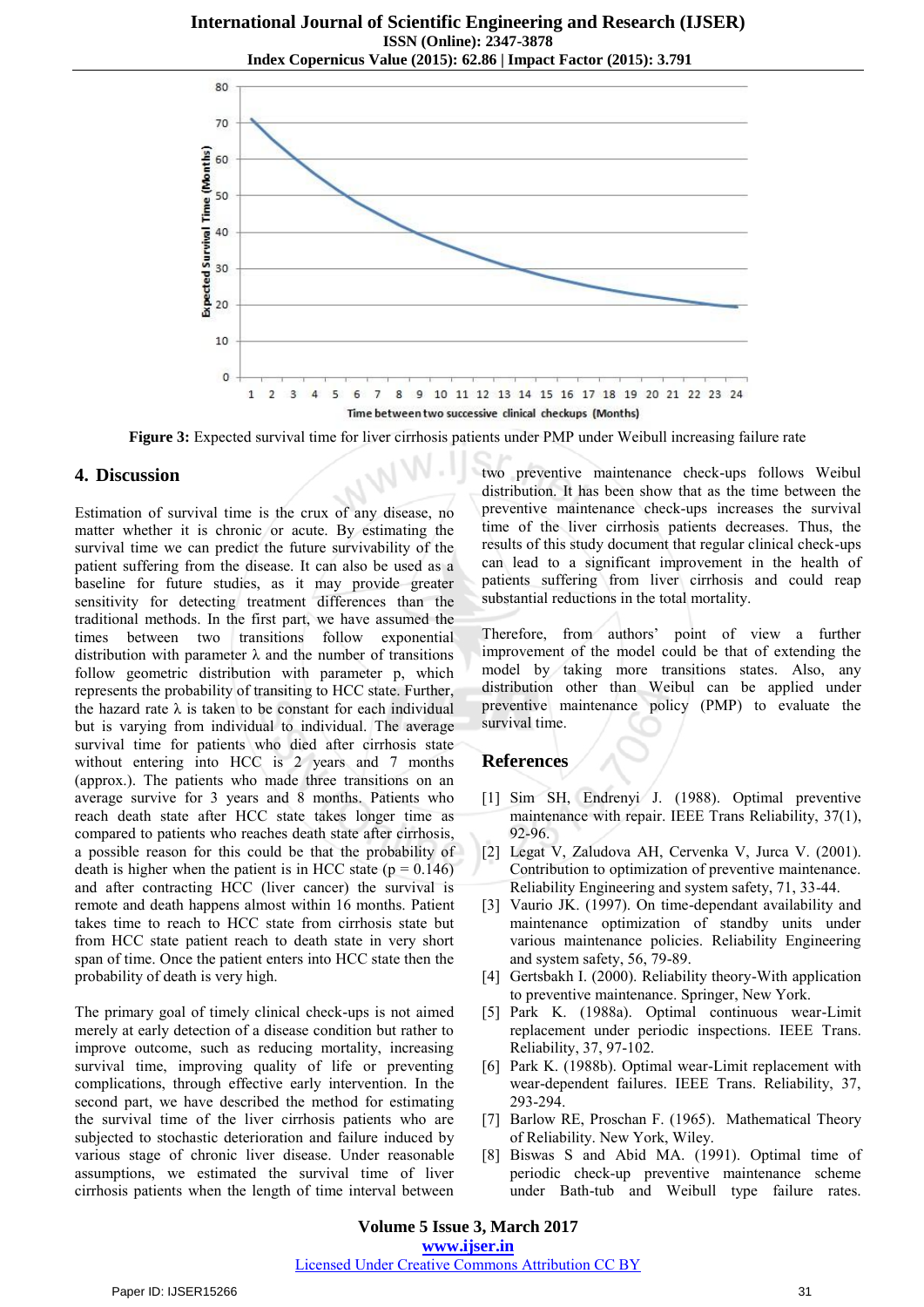Figure 3: Expected survival time for liver cirrhosis patients under PMP under Weibull increasing failure rate

## 4. Discussion

Estimation of survival time is the crux of any disease, no matter whether it is chronic or acute. By estimating the survival time we can predict the future survivability of the patient suffering from the disease. It can also be used as a baseline for future studies, as it may provide greater sensitivity for detecting treatment differences than the traditional methods. In the first part, we have assumed the times between two transitions follow exponential distribution with parameter λ and the number of transitions follow geometric distribution with parameter p, which represents the probability of transiting to HCC state. Further, the hazard rate λ is taken to be constant for each individual but is varying from individual to individual. The average survival time for patients who died after cirrhosis state without entering into HCC is 2 years and 7 months (approx.). The patients who made three transitions on an average survive for 3 years and 8 months. Patients who reach death state after HCC state takes longer time as compared to patients who reaches death state after cirrhosis, a possible reason for this could be that the probability of death is higher when the patient is in HCC state ($p = 0.146$) and after contracting HCC (liver cancer) the survival is remote and death happens almost within 16 months. Patient takes time to reach to HCC state from cirrhosis state but from HCC state patient reach to death state in very short span of time. Once the patient enters into HCC state then the probability of death is very high.

The primary goal of timely clinical check-ups is not aimed merely at early detection of a disease condition but rather to improve outcome, such as reducing mortality, increasing survival time, improving quality of life or preventing complications, through effective early intervention. In the second part, we have described the method for estimating the survival time of the liver cirrhosis patients who are subjected to stochastic deterioration and failure induced by various stage of chronic liver disease. Under reasonable assumptions, we estimated the survival time of liver cirrhosis patients when the length of time interval between two preventive maintenance check-ups follows Weibul distribution. It has been show that as the time between the preventive maintenance check-ups increases the survival time of the liver cirrhosis patients decreases. Thus, the results of this study document that regular clinical check-ups can lead to a significant improvement in the health of patients suffering from liver cirrhosis and could reap substantial reductions in the total mortality.

Therefore, from authors' point of view a further improvement of the model could be that of extending the model by taking more transitions states. Also, any distribution other than Weibul can be applied under preventive maintenance policy (PMP) to evaluate the survival time.

## References

[1] Sim SH, Endrenyi J. (1988). Optimal preventive maintenance with repair. IEEE Trans Reliability, 37(1), 92-96.

[2] Legat V, Zaludova AH, Cervenka V, Jurca V. (2001). Contribution to optimization of preventive maintenance. Reliability Engineering and system safety, 71, 33-44.

[3] Vaurio JK. (1997). On time-dependant availability and maintenance optimization of standby units under various maintenance policies. Reliability Engineering and system safety, 56, 79-89.

[4] Gertsbakh I. (2000). Reliability theory-With application to preventive maintenance. Springer, New York.

[5] Park K. (1988a). Optimal continuous wear-Limit replacement under periodic inspections. IEEE Trans. Reliability, 37, 97-102.

[6] Park K. (1988b). Optimal wear-Limit replacement with wear-dependent failures. IEEE Trans. Reliability, 37, 293-294.

[7] Barlow RE, Proschan F. (1965). Mathematical Theory of Reliability. New York, Wiley.

[8] Biswas S and Abid MA. (1991). Optimal time of periodic check-up preventive maintenance scheme under Bath-tub and Weibull type failure rates.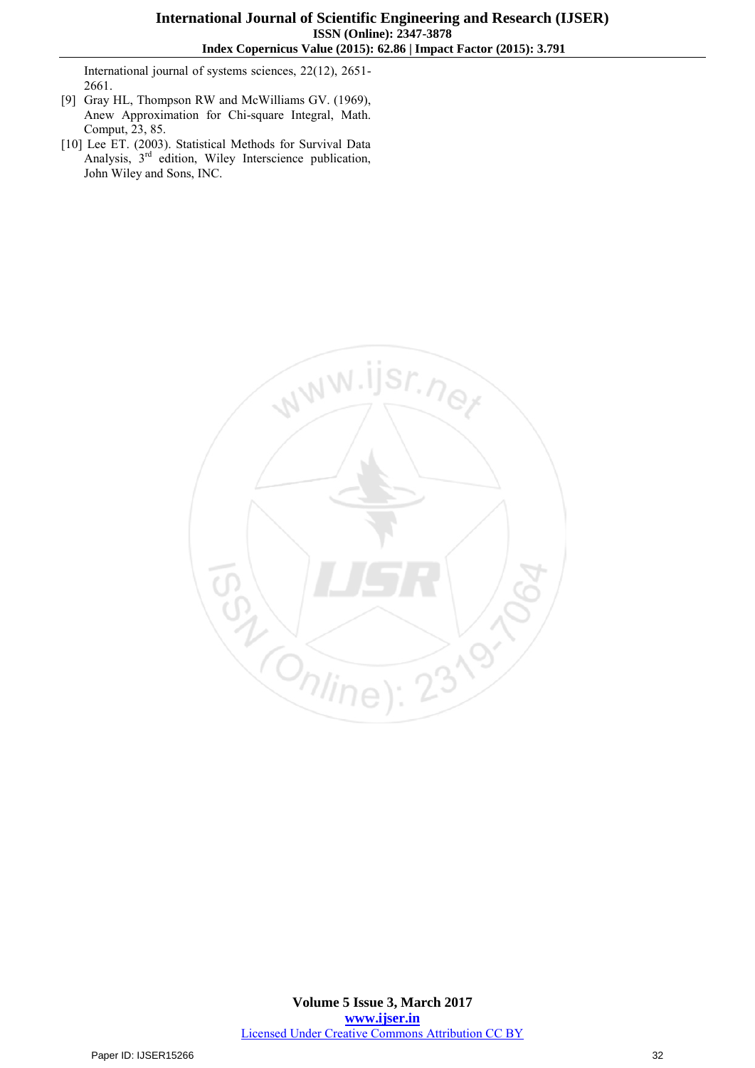International journal of systems sciences, 22(12), 2651-2661.

[9] Gray HL, Thompson RW and McWilliams GV. (1969), Anew Approximation for Chi-square Integral, Math. Comput, 23, 85.

[10] Lee ET. (2003). Statistical Methods for Survival Data Analysis, 3rd edition, Wiley Interscience publication, John Wiley and Sons, INC.